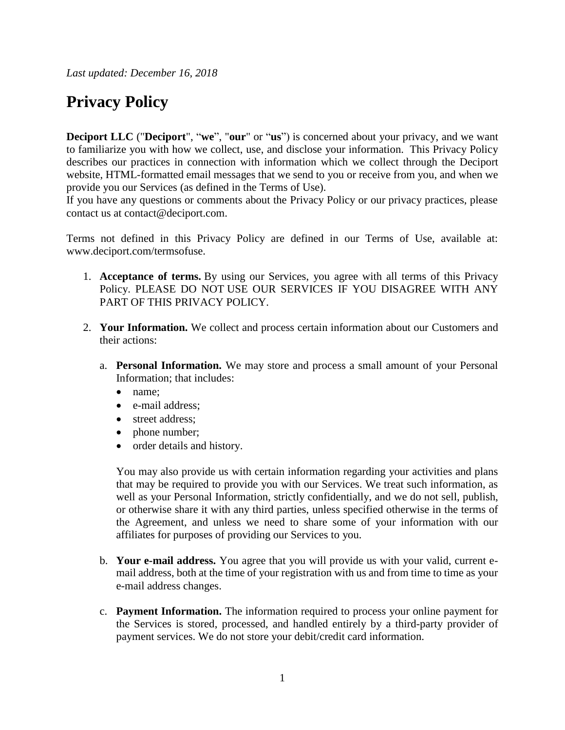*Last updated: December 16, 2018*

# Privacy Policy

**Deciport LLC** ("**Deciport**", "**we**", "**our**" or "**us**") is concerned about your privacy, and we want to familiarize you with how we collect, use, and disclose your information. This Privacy Policy describes our practices in connection with information which we collect through the Deciport website, HTML-formatted email messages that we send to you or receive from you, and when we provide you our Services (as defined in the Terms of Use).
If you have any questions or comments about the Privacy Policy or our privacy practices, please contact us at contact@deciport.com.

Terms not defined in this Privacy Policy are defined in our Terms of Use, available at: www.deciport.com/termsofuse.

1. **Acceptance of terms.** By using our Services, you agree with all terms of this Privacy Policy. PLEASE DO NOT USE OUR SERVICES IF YOU DISAGREE WITH ANY PART OF THIS PRIVACY POLICY.

2. **Your Information.** We collect and process certain information about our Customers and their actions:

   a. **Personal Information.** We may store and process a small amount of your Personal Information; that includes:
      - name;
      - e-mail address;
      - street address;
      - phone number;
      - order details and history.

      You may also provide us with certain information regarding your activities and plans that may be required to provide you with our Services. We treat such information, as well as your Personal Information, strictly confidentially, and we do not sell, publish, or otherwise share it with any third parties, unless specified otherwise in the terms of the Agreement, and unless we need to share some of your information with our affiliates for purposes of providing our Services to you.

   b. **Your e-mail address.** You agree that you will provide us with your valid, current e-mail address, both at the time of your registration with us and from time to time as your e-mail address changes.

   c. **Payment Information.** The information required to process your online payment for the Services is stored, processed, and handled entirely by a third-party provider of payment services. We do not store your debit/credit card information.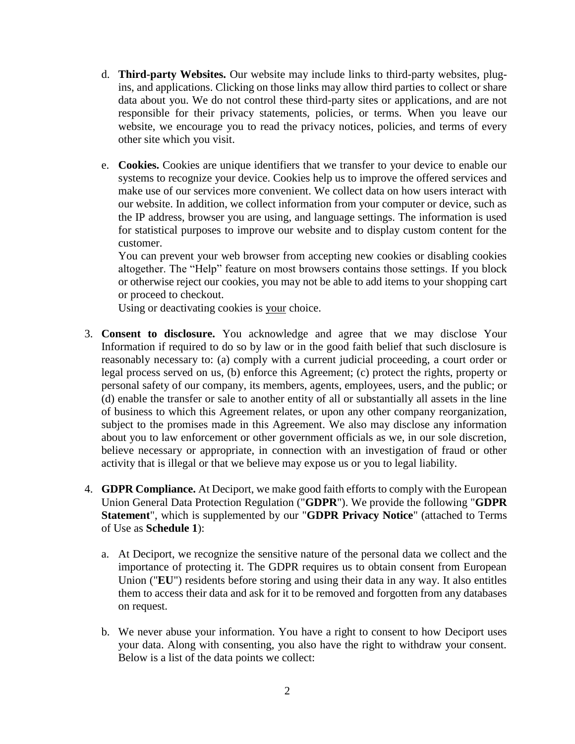d. **Third-party Websites.** Our website may include links to third-party websites, plug-ins, and applications. Clicking on those links may allow third parties to collect or share data about you. We do not control these third-party sites or applications, and are not responsible for their privacy statements, policies, or terms. When you leave our website, we encourage you to read the privacy notices, policies, and terms of every other site which you visit.

e. **Cookies.** Cookies are unique identifiers that we transfer to your device to enable our systems to recognize your device. Cookies help us to improve the offered services and make use of our services more convenient. We collect data on how users interact with our website. In addition, we collect information from your computer or device, such as the IP address, browser you are using, and language settings. The information is used for statistical purposes to improve our website and to display custom content for the customer.
   You can prevent your web browser from accepting new cookies or disabling cookies altogether. The "Help" feature on most browsers contains those settings. If you block or otherwise reject our cookies, you may not be able to add items to your shopping cart or proceed to checkout.
   Using or deactivating cookies is <u>your</u> choice.

3. **Consent to disclosure.** You acknowledge and agree that we may disclose Your Information if required to do so by law or in the good faith belief that such disclosure is reasonably necessary to: (a) comply with a current judicial proceeding, a court order or legal process served on us, (b) enforce this Agreement; (c) protect the rights, property or personal safety of our company, its members, agents, employees, users, and the public; or (d) enable the transfer or sale to another entity of all or substantially all assets in the line of business to which this Agreement relates, or upon any other company reorganization, subject to the promises made in this Agreement. We also may disclose any information about you to law enforcement or other government officials as we, in our sole discretion, believe necessary or appropriate, in connection with an investigation of fraud or other activity that is illegal or that we believe may expose us or you to legal liability.

4. **GDPR Compliance.** At Deciport, we make good faith efforts to comply with the European Union General Data Protection Regulation ("**GDPR**"). We provide the following "**GDPR Statement**", which is supplemented by our "**GDPR Privacy Notice**" (attached to Terms of Use as **Schedule 1**):

   a. At Deciport, we recognize the sensitive nature of the personal data we collect and the importance of protecting it. The GDPR requires us to obtain consent from European Union ("**EU**") residents before storing and using their data in any way. It also entitles them to access their data and ask for it to be removed and forgotten from any databases on request.

   b. We never abuse your information. You have a right to consent to how Deciport uses your data. Along with consenting, you also have the right to withdraw your consent. Below is a list of the data points we collect: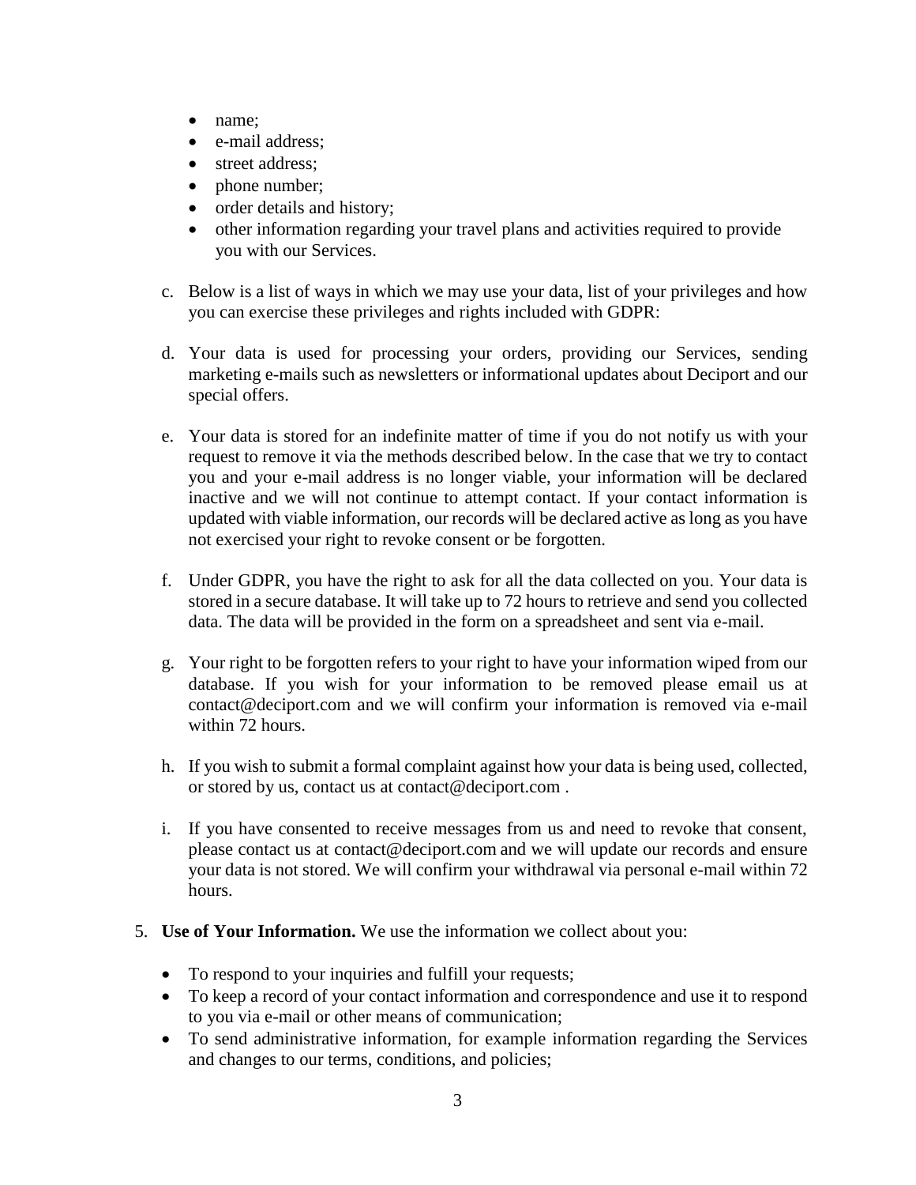- name;
- e-mail address;
- street address;
- phone number;
- order details and history;
- other information regarding your travel plans and activities required to provide you with our Services.

c. Below is a list of ways in which we may use your data, list of your privileges and how you can exercise these privileges and rights included with GDPR:

d. Your data is used for processing your orders, providing our Services, sending marketing e-mails such as newsletters or informational updates about Deciport and our special offers.

e. Your data is stored for an indefinite matter of time if you do not notify us with your request to remove it via the methods described below. In the case that we try to contact you and your e-mail address is no longer viable, your information will be declared inactive and we will not continue to attempt contact. If your contact information is updated with viable information, our records will be declared active as long as you have not exercised your right to revoke consent or be forgotten.

f. Under GDPR, you have the right to ask for all the data collected on you. Your data is stored in a secure database. It will take up to 72 hours to retrieve and send you collected data. The data will be provided in the form on a spreadsheet and sent via e-mail.

g. Your right to be forgotten refers to your right to have your information wiped from our database. If you wish for your information to be removed please email us at contact@deciport.com and we will confirm your information is removed via e-mail within 72 hours.

h. If you wish to submit a formal complaint against how your data is being used, collected, or stored by us, contact us at contact@deciport.com .

i. If you have consented to receive messages from us and need to revoke that consent, please contact us at contact@deciport.com and we will update our records and ensure your data is not stored. We will confirm your withdrawal via personal e-mail within 72 hours.

5. **Use of Your Information.** We use the information we collect about you:

- To respond to your inquiries and fulfill your requests;
- To keep a record of your contact information and correspondence and use it to respond to you via e-mail or other means of communication;
- To send administrative information, for example information regarding the Services and changes to our terms, conditions, and policies;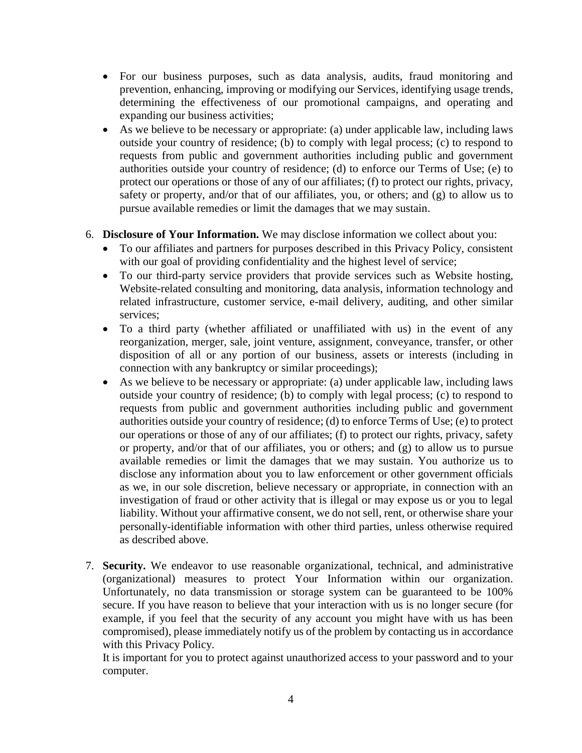- For our business purposes, such as data analysis, audits, fraud monitoring and prevention, enhancing, improving or modifying our Services, identifying usage trends, determining the effectiveness of our promotional campaigns, and operating and expanding our business activities;
- As we believe to be necessary or appropriate: (a) under applicable law, including laws outside your country of residence; (b) to comply with legal process; (c) to respond to requests from public and government authorities including public and government authorities outside your country of residence; (d) to enforce our Terms of Use; (e) to protect our operations or those of any of our affiliates; (f) to protect our rights, privacy, safety or property, and/or that of our affiliates, you, or others; and (g) to allow us to pursue available remedies or limit the damages that we may sustain.

6. **Disclosure of Your Information.** We may disclose information we collect about you:
   - To our affiliates and partners for purposes described in this Privacy Policy, consistent with our goal of providing confidentiality and the highest level of service;
   - To our third-party service providers that provide services such as Website hosting, Website-related consulting and monitoring, data analysis, information technology and related infrastructure, customer service, e-mail delivery, auditing, and other similar services;
   - To a third party (whether affiliated or unaffiliated with us) in the event of any reorganization, merger, sale, joint venture, assignment, conveyance, transfer, or other disposition of all or any portion of our business, assets or interests (including in connection with any bankruptcy or similar proceedings);
   - As we believe to be necessary or appropriate: (a) under applicable law, including laws outside your country of residence; (b) to comply with legal process; (c) to respond to requests from public and government authorities including public and government authorities outside your country of residence; (d) to enforce Terms of Use; (e) to protect our operations or those of any of our affiliates; (f) to protect our rights, privacy, safety or property, and/or that of our affiliates, you or others; and (g) to allow us to pursue available remedies or limit the damages that we may sustain. You authorize us to disclose any information about you to law enforcement or other government officials as we, in our sole discretion, believe necessary or appropriate, in connection with an investigation of fraud or other activity that is illegal or may expose us or you to legal liability. Without your affirmative consent, we do not sell, rent, or otherwise share your personally-identifiable information with other third parties, unless otherwise required as described above.

7. **Security.** We endeavor to use reasonable organizational, technical, and administrative (organizational) measures to protect Your Information within our organization. Unfortunately, no data transmission or storage system can be guaranteed to be 100% secure. If you have reason to believe that your interaction with us is no longer secure (for example, if you feel that the security of any account you might have with us has been compromised), please immediately notify us of the problem by contacting us in accordance with this Privacy Policy.
   It is important for you to protect against unauthorized access to your password and to your computer.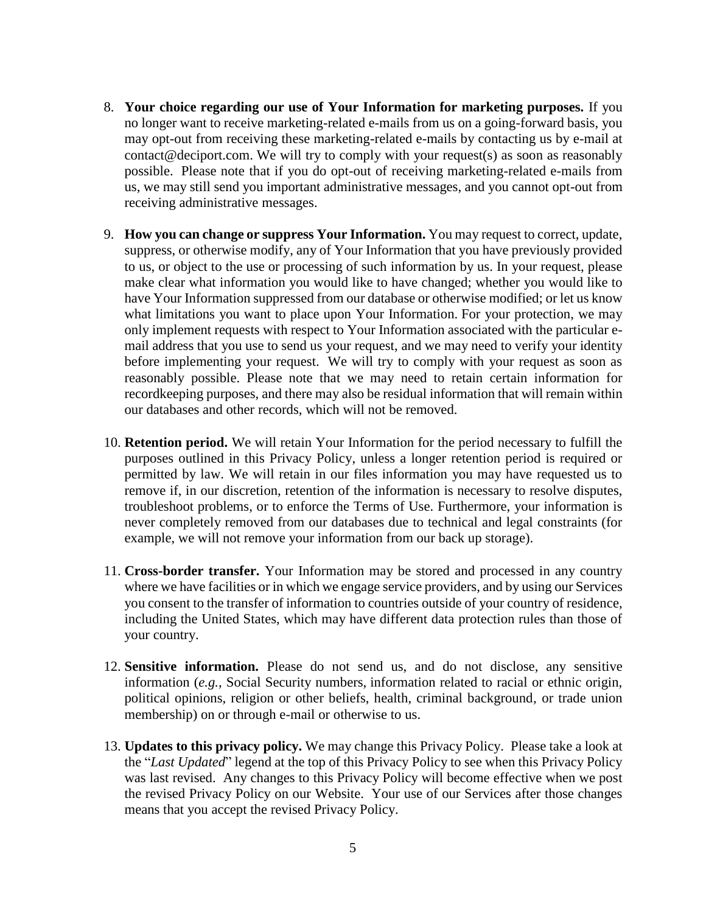8. **Your choice regarding our use of Your Information for marketing purposes.** If you no longer want to receive marketing-related e-mails from us on a going-forward basis, you may opt-out from receiving these marketing-related e-mails by contacting us by e-mail at contact@deciport.com. We will try to comply with your request(s) as soon as reasonably possible. Please note that if you do opt-out of receiving marketing-related e-mails from us, we may still send you important administrative messages, and you cannot opt-out from receiving administrative messages.

9. **How you can change or suppress Your Information.** You may request to correct, update, suppress, or otherwise modify, any of Your Information that you have previously provided to us, or object to the use or processing of such information by us. In your request, please make clear what information you would like to have changed; whether you would like to have Your Information suppressed from our database or otherwise modified; or let us know what limitations you want to place upon Your Information. For your protection, we may only implement requests with respect to Your Information associated with the particular e-mail address that you use to send us your request, and we may need to verify your identity before implementing your request. We will try to comply with your request as soon as reasonably possible. Please note that we may need to retain certain information for recordkeeping purposes, and there may also be residual information that will remain within our databases and other records, which will not be removed.

10. **Retention period.** We will retain Your Information for the period necessary to fulfill the purposes outlined in this Privacy Policy, unless a longer retention period is required or permitted by law. We will retain in our files information you may have requested us to remove if, in our discretion, retention of the information is necessary to resolve disputes, troubleshoot problems, or to enforce the Terms of Use. Furthermore, your information is never completely removed from our databases due to technical and legal constraints (for example, we will not remove your information from our back up storage).

11. **Cross-border transfer.** Your Information may be stored and processed in any country where we have facilities or in which we engage service providers, and by using our Services you consent to the transfer of information to countries outside of your country of residence, including the United States, which may have different data protection rules than those of your country.

12. **Sensitive information.** Please do not send us, and do not disclose, any sensitive information (*e.g.*, Social Security numbers, information related to racial or ethnic origin, political opinions, religion or other beliefs, health, criminal background, or trade union membership) on or through e-mail or otherwise to us.

13. **Updates to this privacy policy.** We may change this Privacy Policy. Please take a look at the "*Last Updated*" legend at the top of this Privacy Policy to see when this Privacy Policy was last revised. Any changes to this Privacy Policy will become effective when we post the revised Privacy Policy on our Website. Your use of our Services after those changes means that you accept the revised Privacy Policy.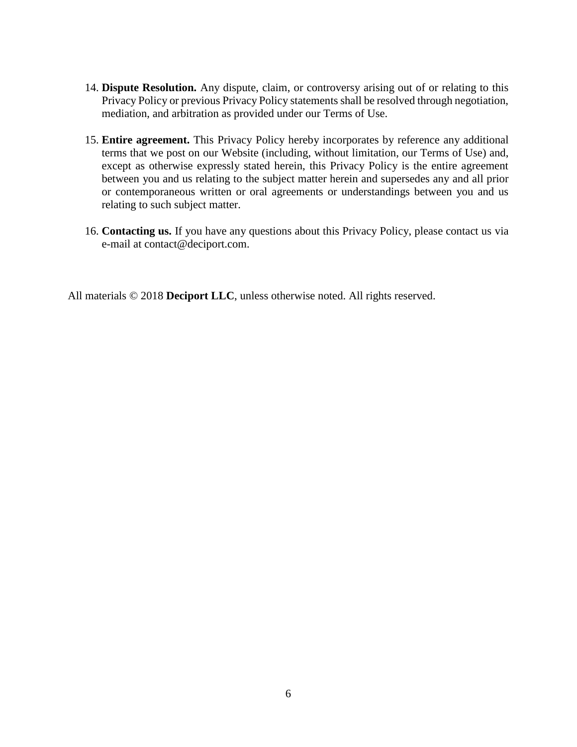14. **Dispute Resolution.** Any dispute, claim, or controversy arising out of or relating to this Privacy Policy or previous Privacy Policy statements shall be resolved through negotiation, mediation, and arbitration as provided under our Terms of Use.

15. **Entire agreement.** This Privacy Policy hereby incorporates by reference any additional terms that we post on our Website (including, without limitation, our Terms of Use) and, except as otherwise expressly stated herein, this Privacy Policy is the entire agreement between you and us relating to the subject matter herein and supersedes any and all prior or contemporaneous written or oral agreements or understandings between you and us relating to such subject matter.

16. **Contacting us.** If you have any questions about this Privacy Policy, please contact us via e-mail at contact@deciport.com.

All materials © 2018 **Deciport LLC**, unless otherwise noted. All rights reserved.